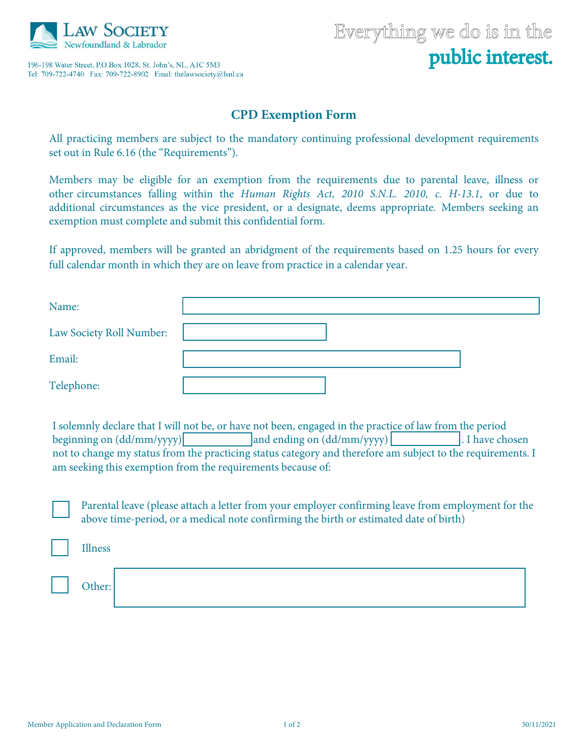LAW SOCIETY
Newfoundland & Labrador

196-198 Water Street, P.O.Box 1028, St. John's, NL, A1C 5M3
Tel: 709-722-4740 Fax: 709-722-8902 Email: thelawsociety@lsnl.ca

Everything we do is in the **public interest.**

# CPD Exemption Form

All practicing members are subject to the mandatory continuing professional development requirements set out in Rule 6.16 (the "Requirements").

Members may be eligible for an exemption from the requirements due to parental leave, illness or other circumstances falling within the *Human Rights Act, 2010 S.N.L. 2010, c. H-13.1*, or due to additional circumstances as the vice president, or a designate, deems appropriate. Members seeking an exemption must complete and submit this confidential form.

If approved, members will be granted an abridgment of the requirements based on 1.25 hours for every full calendar month in which they are on leave from practice in a calendar year.

Name: \_\_\_\_\_\_\_\_\_\_\_\_\_\_\_\_

Law Society Roll Number: \_\_\_\_\_\_\_\_\_\_\_\_\_\_\_\_

Email: \_\_\_\_\_\_\_\_\_\_\_\_\_\_\_\_

Telephone: \_\_\_\_\_\_\_\_\_\_\_\_\_\_\_\_

I solemnly declare that I will not be, or have not been, engaged in the practice of law from the period beginning on (dd/mm/yyyy) \_\_\_\_\_\_\_\_ and ending on (dd/mm/yyyy) \_\_\_\_\_\_\_\_. I have chosen not to change my status from the practicing status category and therefore am subject to the requirements. I am seeking this exemption from the requirements because of:

- [ ] Parental leave (please attach a letter from your employer confirming leave from employment for the above time-period, or a medical note confirming the birth or estimated date of birth)
- [ ] Illness
- [ ] Other: \_\_\_\_\_\_\_\_\_\_\_\_\_\_\_\_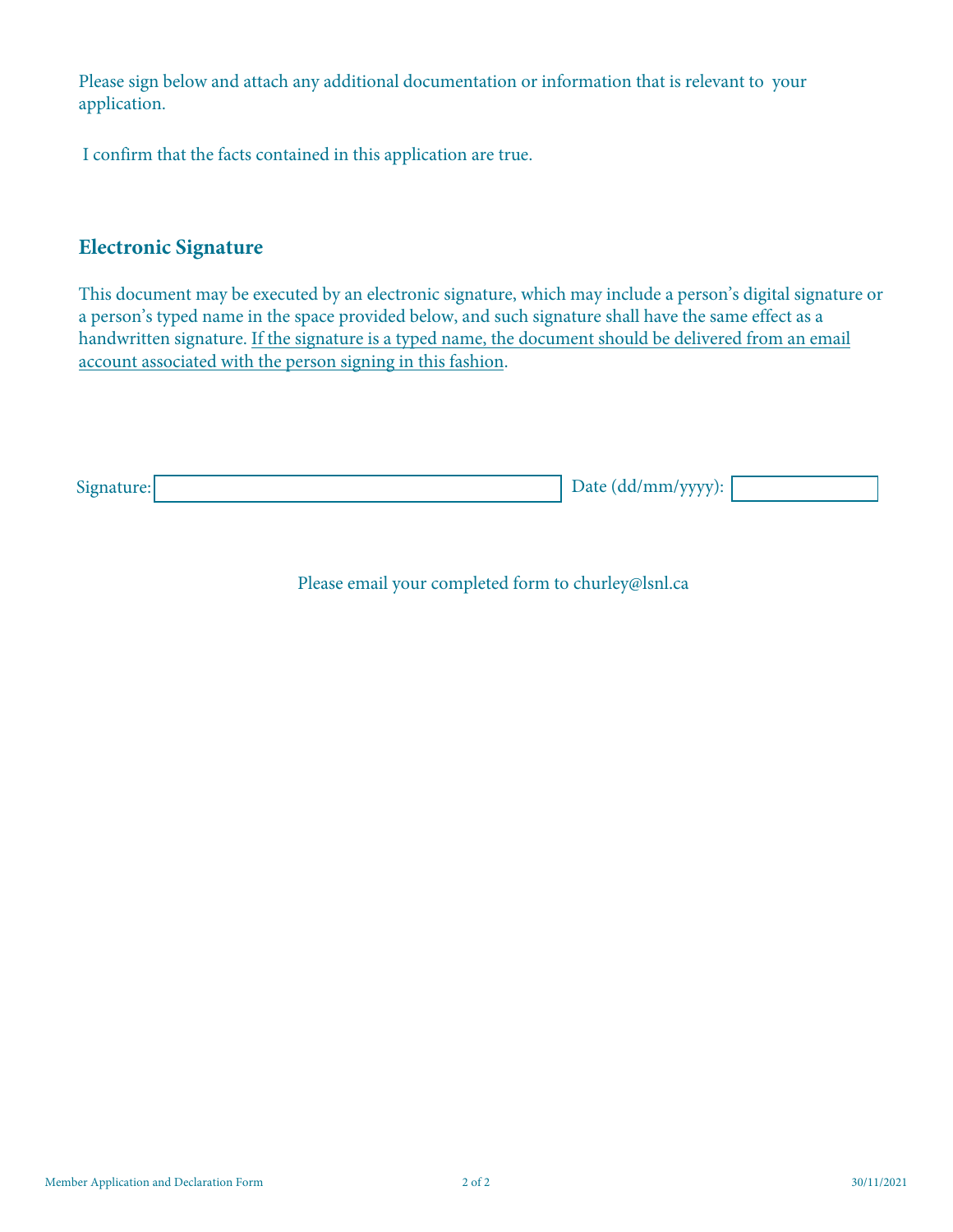Please sign below and attach any additional documentation or information that is relevant to your application.

I confirm that the facts contained in this application are true.

## Electronic Signature

This document may be executed by an electronic signature, which may include a person's digital signature or a person's typed name in the space provided below, and such signature shall have the same effect as a handwritten signature. <u>If the signature is a typed name, the document should be delivered from an email account associated with the person signing in this fashion</u>.

Signature: ______________________ Date (dd/mm/yyyy): ____________

Please email your completed form to churley@lsnl.ca